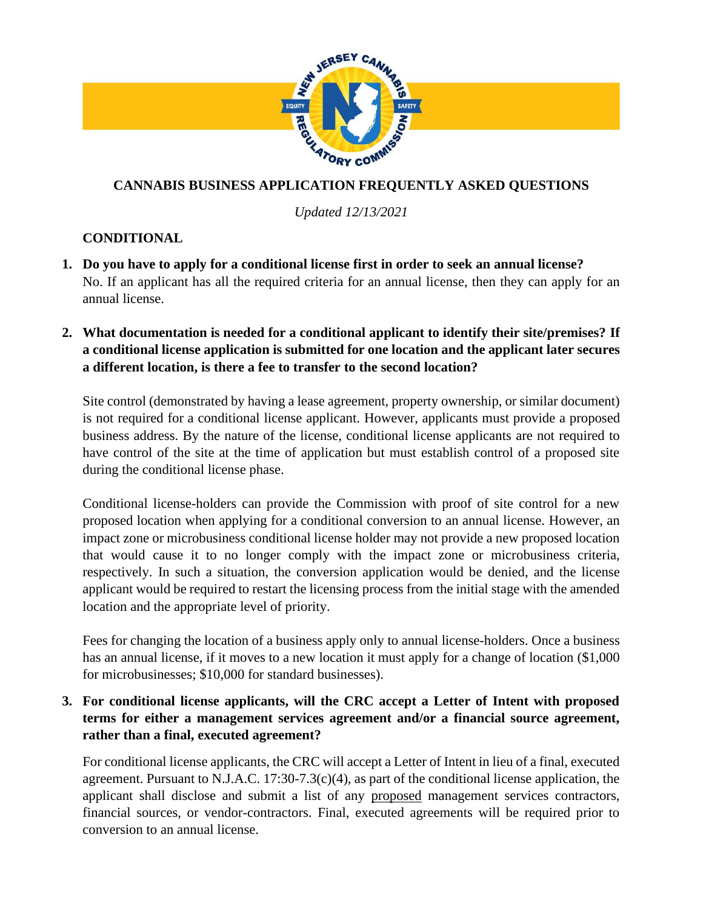# CANNABIS BUSINESS APPLICATION FREQUENTLY ASKED QUESTIONS

*Updated 12/13/2021*

## CONDITIONAL

1. **Do you have to apply for a conditional license first in order to seek an annual license?**
   No. If an applicant has all the required criteria for an annual license, then they can apply for an annual license.

2. **What documentation is needed for a conditional applicant to identify their site/premises? If a conditional license application is submitted for one location and the applicant later secures a different location, is there a fee to transfer to the second location?**

   Site control (demonstrated by having a lease agreement, property ownership, or similar document) is not required for a conditional license applicant. However, applicants must provide a proposed business address. By the nature of the license, conditional license applicants are not required to have control of the site at the time of application but must establish control of a proposed site during the conditional license phase.

   Conditional license-holders can provide the Commission with proof of site control for a new proposed location when applying for a conditional conversion to an annual license. However, an impact zone or microbusiness conditional license holder may not provide a new proposed location that would cause it to no longer comply with the impact zone or microbusiness criteria, respectively. In such a situation, the conversion application would be denied, and the license applicant would be required to restart the licensing process from the initial stage with the amended location and the appropriate level of priority.

   Fees for changing the location of a business apply only to annual license-holders. Once a business has an annual license, if it moves to a new location it must apply for a change of location ($1,000 for microbusinesses; $10,000 for standard businesses).

3. **For conditional license applicants, will the CRC accept a Letter of Intent with proposed terms for either a management services agreement and/or a financial source agreement, rather than a final, executed agreement?**

   For conditional license applicants, the CRC will accept a Letter of Intent in lieu of a final, executed agreement. Pursuant to N.J.A.C. 17:30-7.3(c)(4), as part of the conditional license application, the applicant shall disclose and submit a list of any <u>proposed</u> management services contractors, financial sources, or vendor-contractors. Final, executed agreements will be required prior to conversion to an annual license.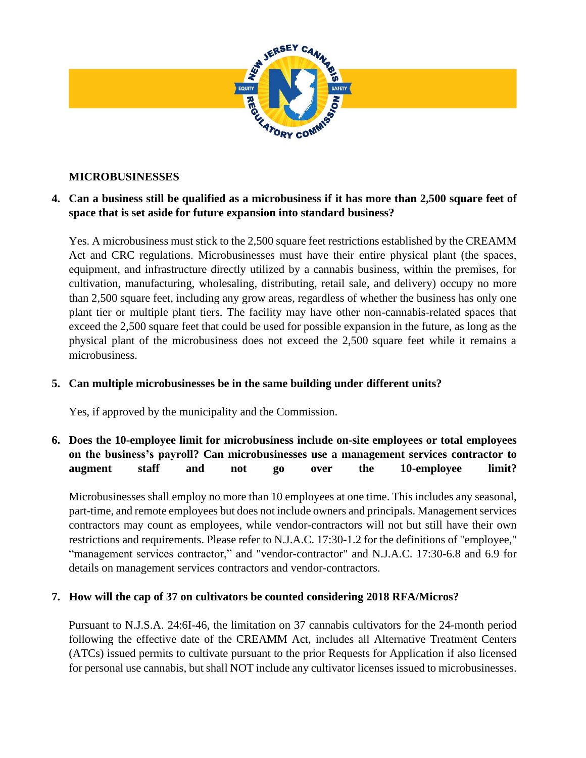## MICROBUSINESSES

**4. Can a business still be qualified as a microbusiness if it has more than 2,500 square feet of space that is set aside for future expansion into standard business?**

Yes. A microbusiness must stick to the 2,500 square feet restrictions established by the CREAMM Act and CRC regulations. Microbusinesses must have their entire physical plant (the spaces, equipment, and infrastructure directly utilized by a cannabis business, within the premises, for cultivation, manufacturing, wholesaling, distributing, retail sale, and delivery) occupy no more than 2,500 square feet, including any grow areas, regardless of whether the business has only one plant tier or multiple plant tiers. The facility may have other non-cannabis-related spaces that exceed the 2,500 square feet that could be used for possible expansion in the future, as long as the physical plant of the microbusiness does not exceed the 2,500 square feet while it remains a microbusiness.

**5. Can multiple microbusinesses be in the same building under different units?**

Yes, if approved by the municipality and the Commission.

**6. Does the 10-employee limit for microbusiness include on-site employees or total employees on the business's payroll? Can microbusinesses use a management services contractor to augment staff and not go over the 10-employee limit?**

Microbusinesses shall employ no more than 10 employees at one time. This includes any seasonal, part-time, and remote employees but does not include owners and principals. Management services contractors may count as employees, while vendor-contractors will not but still have their own restrictions and requirements. Please refer to N.J.A.C. 17:30-1.2 for the definitions of "employee," "management services contractor," and "vendor-contractor" and N.J.A.C. 17:30-6.8 and 6.9 for details on management services contractors and vendor-contractors.

**7. How will the cap of 37 on cultivators be counted considering 2018 RFA/Micros?**

Pursuant to N.J.S.A. 24:6I-46, the limitation on 37 cannabis cultivators for the 24-month period following the effective date of the CREAMM Act, includes all Alternative Treatment Centers (ATCs) issued permits to cultivate pursuant to the prior Requests for Application if also licensed for personal use cannabis, but shall NOT include any cultivator licenses issued to microbusinesses.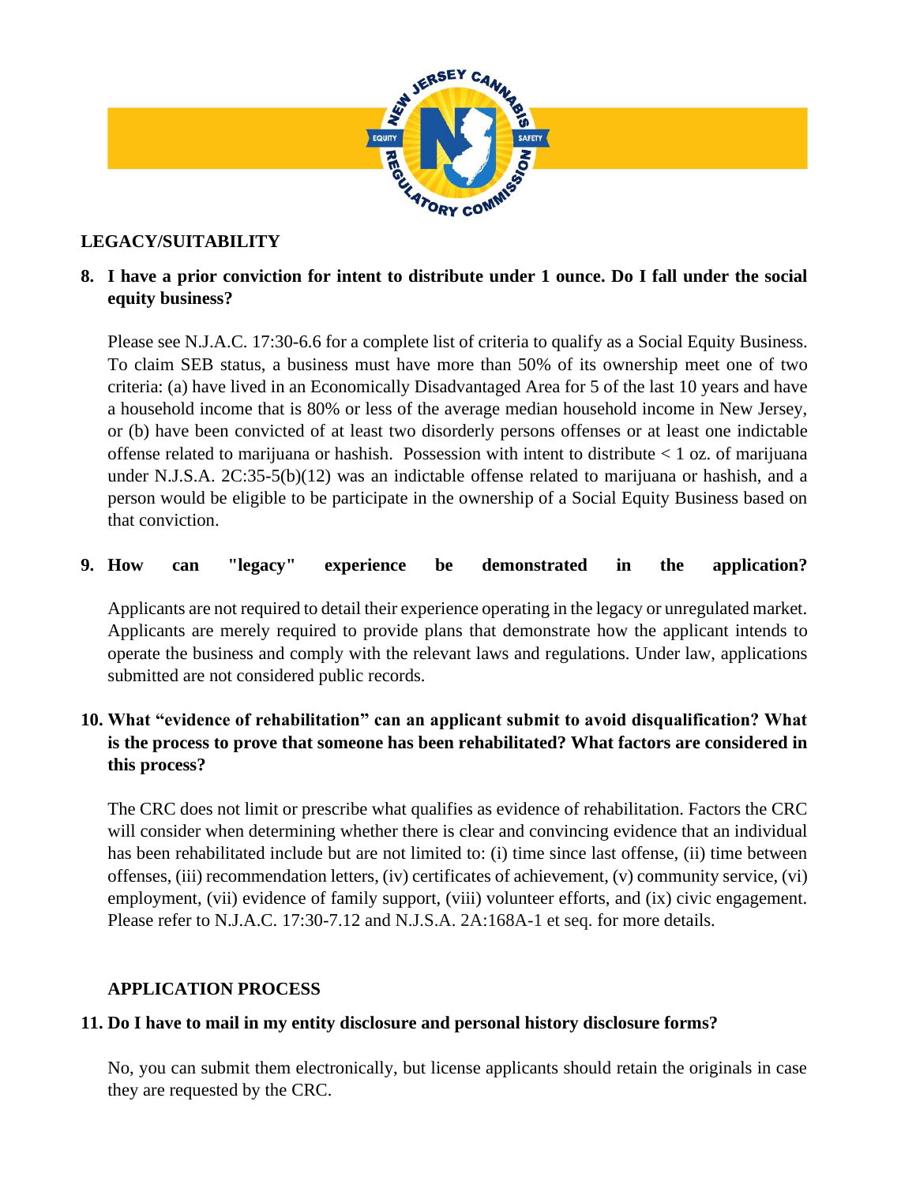## LEGACY/SUITABILITY

**8. I have a prior conviction for intent to distribute under 1 ounce. Do I fall under the social equity business?**

Please see N.J.A.C. 17:30-6.6 for a complete list of criteria to qualify as a Social Equity Business. To claim SEB status, a business must have more than 50% of its ownership meet one of two criteria: (a) have lived in an Economically Disadvantaged Area for 5 of the last 10 years and have a household income that is 80% or less of the average median household income in New Jersey, or (b) have been convicted of at least two disorderly persons offenses or at least one indictable offense related to marijuana or hashish. Possession with intent to distribute < 1 oz. of marijuana under N.J.S.A. 2C:35-5(b)(12) was an indictable offense related to marijuana or hashish, and a person would be eligible to be participate in the ownership of a Social Equity Business based on that conviction.

**9. How can "legacy" experience be demonstrated in the application?**

Applicants are not required to detail their experience operating in the legacy or unregulated market. Applicants are merely required to provide plans that demonstrate how the applicant intends to operate the business and comply with the relevant laws and regulations. Under law, applications submitted are not considered public records.

**10. What "evidence of rehabilitation" can an applicant submit to avoid disqualification? What is the process to prove that someone has been rehabilitated? What factors are considered in this process?**

The CRC does not limit or prescribe what qualifies as evidence of rehabilitation. Factors the CRC will consider when determining whether there is clear and convincing evidence that an individual has been rehabilitated include but are not limited to: (i) time since last offense, (ii) time between offenses, (iii) recommendation letters, (iv) certificates of achievement, (v) community service, (vi) employment, (vii) evidence of family support, (viii) volunteer efforts, and (ix) civic engagement. Please refer to N.J.A.C. 17:30-7.12 and N.J.S.A. 2A:168A-1 et seq. for more details.

## APPLICATION PROCESS

**11. Do I have to mail in my entity disclosure and personal history disclosure forms?**

No, you can submit them electronically, but license applicants should retain the originals in case they are requested by the CRC.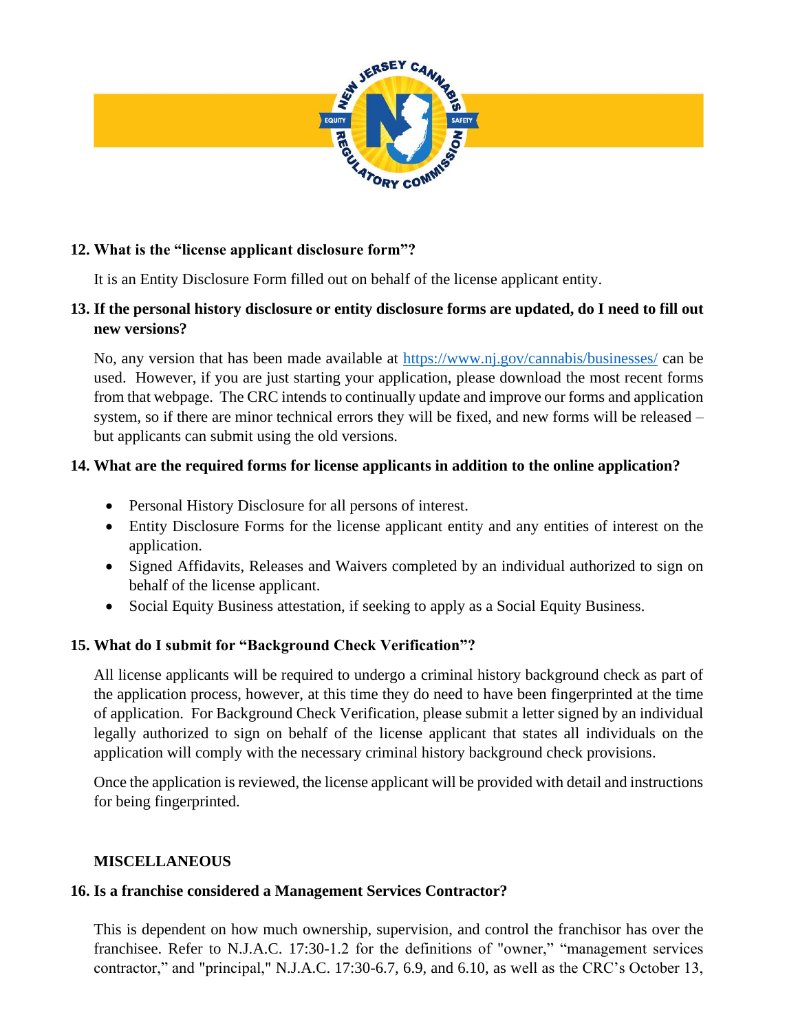**12. What is the "license applicant disclosure form"?**

It is an Entity Disclosure Form filled out on behalf of the license applicant entity.

**13. If the personal history disclosure or entity disclosure forms are updated, do I need to fill out new versions?**

No, any version that has been made available at https://www.nj.gov/cannabis/businesses/ can be used. However, if you are just starting your application, please download the most recent forms from that webpage. The CRC intends to continually update and improve our forms and application system, so if there are minor technical errors they will be fixed, and new forms will be released – but applicants can submit using the old versions.

**14. What are the required forms for license applicants in addition to the online application?**

- Personal History Disclosure for all persons of interest.
- Entity Disclosure Forms for the license applicant entity and any entities of interest on the application.
- Signed Affidavits, Releases and Waivers completed by an individual authorized to sign on behalf of the license applicant.
- Social Equity Business attestation, if seeking to apply as a Social Equity Business.

**15. What do I submit for "Background Check Verification"?**

All license applicants will be required to undergo a criminal history background check as part of the application process, however, at this time they do need to have been fingerprinted at the time of application. For Background Check Verification, please submit a letter signed by an individual legally authorized to sign on behalf of the license applicant that states all individuals on the application will comply with the necessary criminal history background check provisions.

Once the application is reviewed, the license applicant will be provided with detail and instructions for being fingerprinted.

**MISCELLANEOUS**

**16. Is a franchise considered a Management Services Contractor?**

This is dependent on how much ownership, supervision, and control the franchisor has over the franchisee. Refer to N.J.A.C. 17:30-1.2 for the definitions of "owner," "management services contractor," and "principal," N.J.A.C. 17:30-6.7, 6.9, and 6.10, as well as the CRC's October 13,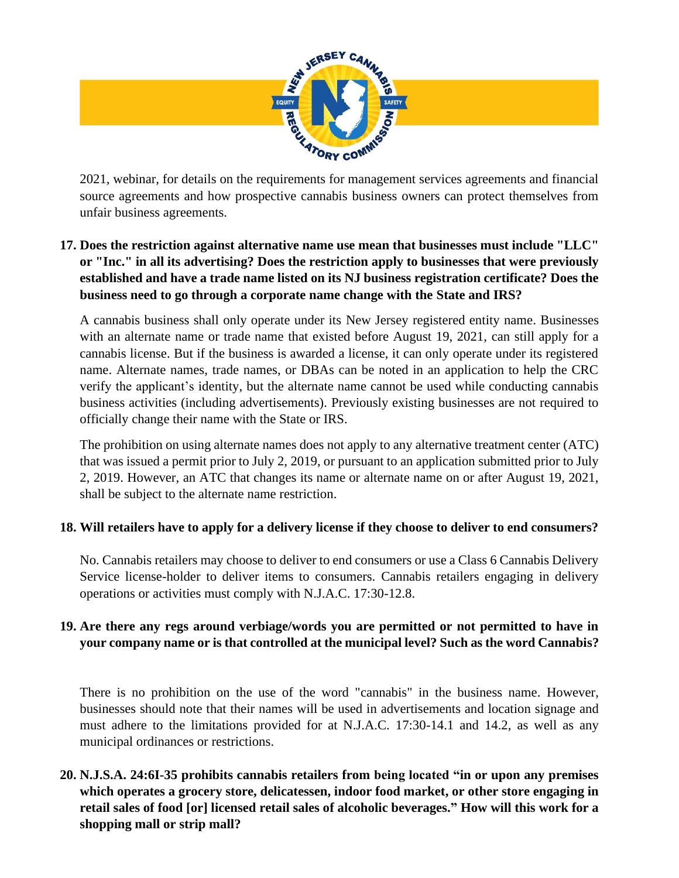2021, webinar, for details on the requirements for management services agreements and financial source agreements and how prospective cannabis business owners can protect themselves from unfair business agreements.

**17. Does the restriction against alternative name use mean that businesses must include "LLC" or "Inc." in all its advertising? Does the restriction apply to businesses that were previously established and have a trade name listed on its NJ business registration certificate? Does the business need to go through a corporate name change with the State and IRS?**

A cannabis business shall only operate under its New Jersey registered entity name. Businesses with an alternate name or trade name that existed before August 19, 2021, can still apply for a cannabis license. But if the business is awarded a license, it can only operate under its registered name. Alternate names, trade names, or DBAs can be noted in an application to help the CRC verify the applicant's identity, but the alternate name cannot be used while conducting cannabis business activities (including advertisements). Previously existing businesses are not required to officially change their name with the State or IRS.

The prohibition on using alternate names does not apply to any alternative treatment center (ATC) that was issued a permit prior to July 2, 2019, or pursuant to an application submitted prior to July 2, 2019. However, an ATC that changes its name or alternate name on or after August 19, 2021, shall be subject to the alternate name restriction.

**18. Will retailers have to apply for a delivery license if they choose to deliver to end consumers?**

No. Cannabis retailers may choose to deliver to end consumers or use a Class 6 Cannabis Delivery Service license-holder to deliver items to consumers. Cannabis retailers engaging in delivery operations or activities must comply with N.J.A.C. 17:30-12.8.

**19. Are there any regs around verbiage/words you are permitted or not permitted to have in your company name or is that controlled at the municipal level? Such as the word Cannabis?**

There is no prohibition on the use of the word "cannabis" in the business name. However, businesses should note that their names will be used in advertisements and location signage and must adhere to the limitations provided for at N.J.A.C. 17:30-14.1 and 14.2, as well as any municipal ordinances or restrictions.

**20. N.J.S.A. 24:6I-35 prohibits cannabis retailers from being located "in or upon any premises which operates a grocery store, delicatessen, indoor food market, or other store engaging in retail sales of food [or] licensed retail sales of alcoholic beverages." How will this work for a shopping mall or strip mall?**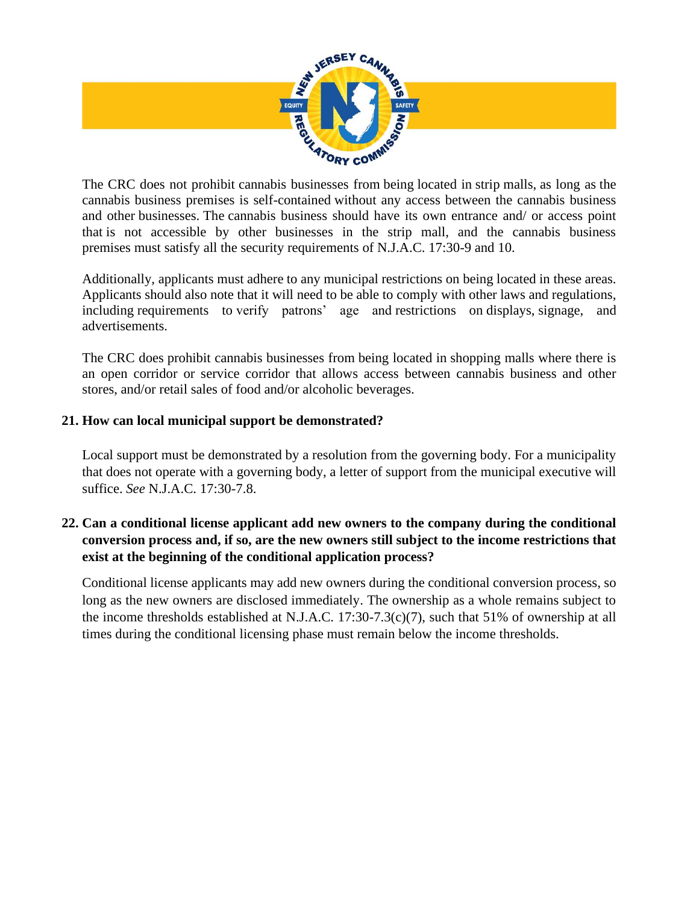The CRC does not prohibit cannabis businesses from being located in strip malls, as long as the cannabis business premises is self-contained without any access between the cannabis business and other businesses. The cannabis business should have its own entrance and/ or access point that is not accessible by other businesses in the strip mall, and the cannabis business premises must satisfy all the security requirements of N.J.A.C. 17:30-9 and 10.

Additionally, applicants must adhere to any municipal restrictions on being located in these areas. Applicants should also note that it will need to be able to comply with other laws and regulations, including requirements to verify patrons' age and restrictions on displays, signage, and advertisements.

The CRC does prohibit cannabis businesses from being located in shopping malls where there is an open corridor or service corridor that allows access between cannabis business and other stores, and/or retail sales of food and/or alcoholic beverages.

**21. How can local municipal support be demonstrated?**

Local support must be demonstrated by a resolution from the governing body. For a municipality that does not operate with a governing body, a letter of support from the municipal executive will suffice. *See* N.J.A.C. 17:30-7.8.

**22. Can a conditional license applicant add new owners to the company during the conditional conversion process and, if so, are the new owners still subject to the income restrictions that exist at the beginning of the conditional application process?**

Conditional license applicants may add new owners during the conditional conversion process, so long as the new owners are disclosed immediately. The ownership as a whole remains subject to the income thresholds established at N.J.A.C. 17:30-7.3(c)(7), such that 51% of ownership at all times during the conditional licensing phase must remain below the income thresholds.